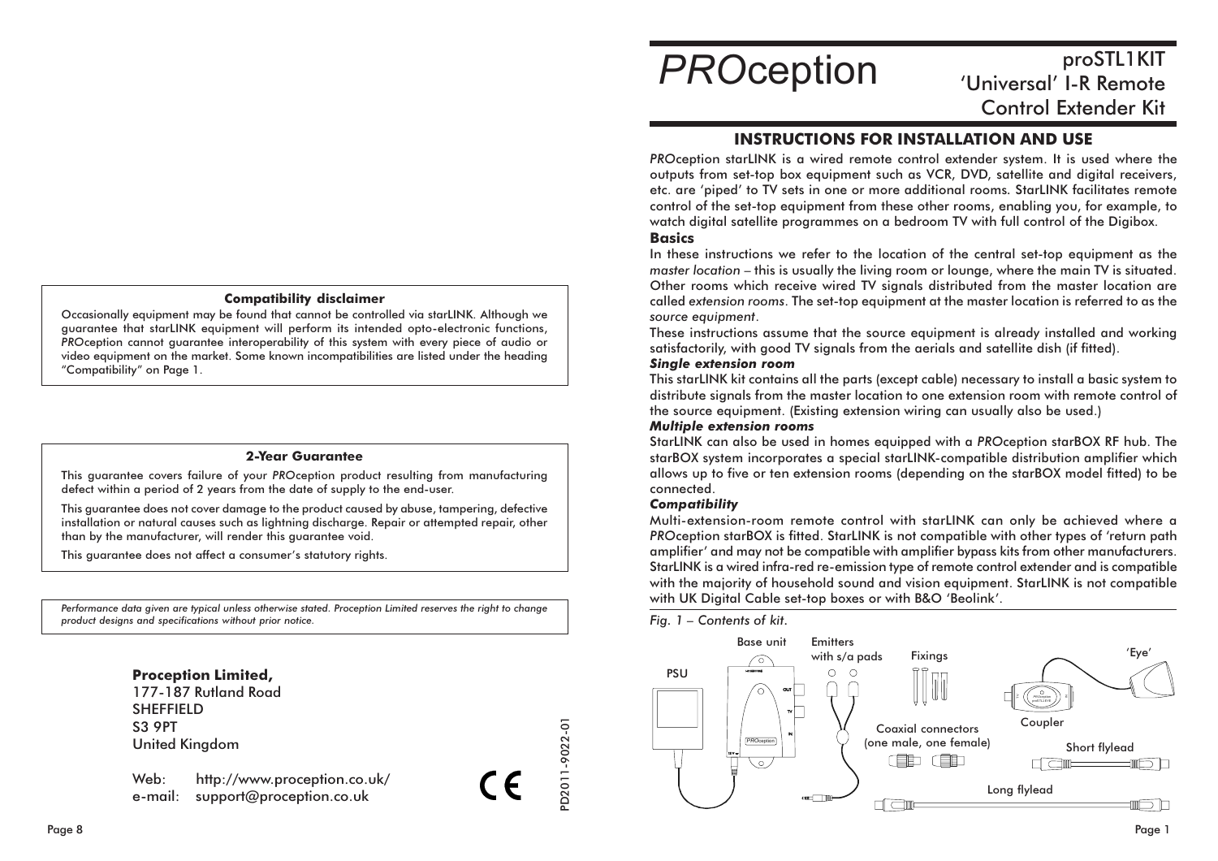#### Compatibility disclaimer

Occasionally equipment may be found that cannot be controlled via starLINK. Although we guarantee that starLINK equipment will perform its intended opto-electronic functions, *PRO*ception cannot guarantee interoperability of this system with every piece of audio or video equipment on the market. Some known incompatibilities are listed under the heading "Compatibility" on Page 1.

#### 2-Year Guarantee

This guarantee covers failure of your *PRO*ception product resulting from manufacturing defect within a period of 2 years from the date of supply to the end-user.

This guarantee does not cover damage to the product caused by abuse, tampering, defective installation or natural causes such as lightning discharge. Repair or attempted repair, other than by the manufacturer, will render this guarantee void.

This guarantee does not affect a consumer's statutory rights.

*Performance data given are typical unless otherwise stated. Proception Limited reserves the right to change product designs and specifications without prior notice.*

**Proception Limited,**
177-187 Rutland Road
SHEFFIELD
S3 9PT
United Kingdom

Web: http://www.proception.co.uk/
e-mail: support@proception.co.uk

CE

PD2011-9022-01

# *PRO*ception

## proSTL1KIT 'Universal' I-R Remote Control Extender Kit

## INSTRUCTIONS FOR INSTALLATION AND USE

*PRO*ception starLINK is a wired remote control extender system. It is used where the outputs from set-top box equipment such as VCR, DVD, satellite and digital receivers, etc. are 'piped' to TV sets in one or more additional rooms. StarLINK facilitates remote control of the set-top equipment from these other rooms, enabling you, for example, to watch digital satellite programmes on a bedroom TV with full control of the Digibox.

### Basics

In these instructions we refer to the location of the central set-top equipment as the *master location* – this is usually the living room or lounge, where the main TV is situated. Other rooms which receive wired TV signals distributed from the master location are called *extension rooms*. The set-top equipment at the master location is referred to as the *source equipment*.

These instructions assume that the source equipment is already installed and working satisfactorily, with good TV signals from the aerials and satellite dish (if fitted).

#### *Single extension room*

This starLINK kit contains all the parts (except cable) necessary to install a basic system to distribute signals from the master location to one extension room with remote control of the source equipment. (Existing extension wiring can usually also be used.)

#### *Multiple extension rooms*

StarLINK can also be used in homes equipped with a *PRO*ception starBOX RF hub. The starBOX system incorporates a special starLINK-compatible distribution amplifier which allows up to five or ten extension rooms (depending on the starBOX model fitted) to be connected.

#### *Compatibility*

Multi-extension-room remote control with starLINK can only be achieved where a *PRO*ception starBOX is fitted. StarLINK is not compatible with other types of 'return path amplifier' and may not be compatible with amplifier bypass kits from other manufacturers. StarLINK is a wired infra-red re-emission type of remote control extender and is compatible with the majority of household sound and vision equipment. StarLINK is not compatible with UK Digital Cable set-top boxes or with B&O 'Beolink'.

*Fig. 1 – Contents of kit.*

PSU · Base unit · Emitters with s/a pads · Fixings · 'Eye' · Coupler · Coaxial connectors (one male, one female) · Short flylead · Long flylead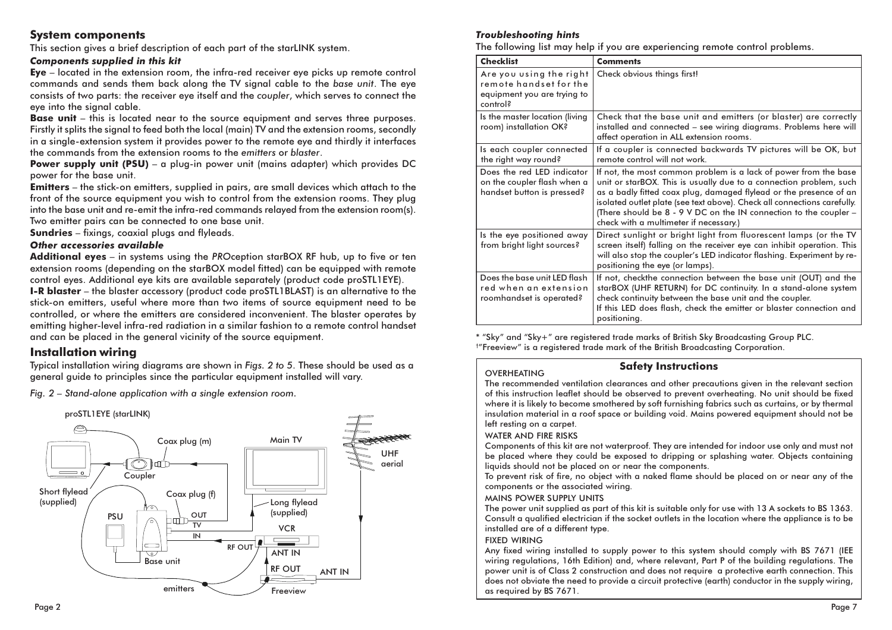## System components

This section gives a brief description of each part of the starLINK system.

### *Components supplied in this kit*

**Eye** – located in the extension room, the infra-red receiver eye picks up remote control commands and sends them back along the TV signal cable to the *base unit*. The eye consists of two parts: the receiver eye itself and the *coupler*, which serves to connect the eye into the signal cable.

**Base unit** – this is located near to the source equipment and serves three purposes. Firstly it splits the signal to feed both the local (main) TV and the extension rooms, secondly in a single-extension system it provides power to the remote eye and thirdly it interfaces the commands from the extension rooms to the *emitters* or *blaster*.

**Power supply unit (PSU)** – a plug-in power unit (mains adapter) which provides DC power for the base unit.

**Emitters** – the stick-on emitters, supplied in pairs, are small devices which attach to the front of the source equipment you wish to control from the extension rooms. They plug into the base unit and re-emit the infra-red commands relayed from the extension room(s). Two emitter pairs can be connected to one base unit.

**Sundries** – fixings, coaxial plugs and flyleads.

### *Other accessories available*

**Additional eyes** – in systems using the *PRO*ception starBOX RF hub, up to five or ten extension rooms (depending on the starBOX model fitted) can be equipped with remote control eyes. Additional eye kits are available separately (product code proSTL1EYE).

**I-R blaster** – the blaster accessory (product code proSTL1BLAST) is an alternative to the stick-on emitters, useful where more than two items of source equipment need to be controlled, or where the emitters are considered inconvenient. The blaster operates by emitting higher-level infra-red radiation in a similar fashion to a remote control handset and can be placed in the general vicinity of the source equipment.

## Installation wiring

Typical installation wiring diagrams are shown in *Figs. 2 to 5*. These should be used as a general guide to principles since the particular equipment installed will vary.

*Fig. 2 – Stand-alone application with a single extension room.*

### *Troubleshooting hints*

The following list may help if you are experiencing remote control problems.

| Checklist | Comments |
|---|---|
| Are you using the right remote handset for the equipment you are trying to control? | Check obvious things first! |
| Is the master location (living room) installation OK? | Check that the base unit and emitters (or blaster) are correctly installed and connected – see wiring diagrams. Problems here will affect operation in ALL extension rooms. |
| Is each coupler connected the right way round? | If a coupler is connected backwards TV pictures will be OK, but remote control will not work. |
| Does the red LED indicator on the coupler flash when a handset button is pressed? | If not, the most common problem is a lack of power from the base unit or starBOX. This is usually due to a connection problem, such as a badly fitted coax plug, damaged flylead or the presence of an isolated outlet plate (see text above). Check all connections carefully. (There should be 8 - 9 V DC on the IN connection to the coupler – check with a multimeter if necessary.) |
| Is the eye positioned away from bright light sources? | Direct sunlight or bright light from fluorescent lamps (or the TV screen itself) falling on the receiver eye can inhibit operation. This will also stop the coupler's LED indicator flashing. Experiment by re-positioning the eye (or lamps). |
| Does the base unit LED flash red when an extension roomhandset is operated? | If not, checkthe connection between the base unit (OUT) and the starBOX (UHF RETURN) for DC continuity. In a stand-alone system check continuity between the base unit and the coupler. If this LED does flash, check the emitter or blaster connection and positioning. |

\* "Sky" and "Sky+" are registered trade marks of British Sky Broadcasting Group PLC.
†"Freeview" is a registered trade mark of the British Broadcasting Corporation.

### Safety Instructions

OVERHEATING

The recommended ventilation clearances and other precautions given in the relevant section of this instruction leaflet should be observed to prevent overheating. No unit should be fixed where it is likely to become smothered by soft furnishing fabrics such as curtains, or by thermal insulation material in a roof space or building void. Mains powered equipment should not be left resting on a carpet.

WATER AND FIRE RISKS

Components of this kit are not waterproof. They are intended for indoor use only and must not be placed where they could be exposed to dripping or splashing water. Objects containing liquids should not be placed on or near the components.

To prevent risk of fire, no object with a naked flame should be placed on or near any of the components or the associated wiring.

MAINS POWER SUPPLY UNITS

The power unit supplied as part of this kit is suitable only for use with 13 A sockets to BS 1363. Consult a qualified electrician if the socket outlets in the location where the appliance is to be installed are of a different type.

FIXED WIRING

Any fixed wiring installed to supply power to this system should comply with BS 7671 (IEE wiring regulations, 16th Edition) and, where relevant, Part P of the building regulations. The power unit is of Class 2 construction and does not require a protective earth connection. This does not obviate the need to provide a circuit protective (earth) conductor in the supply wiring, as required by BS 7671.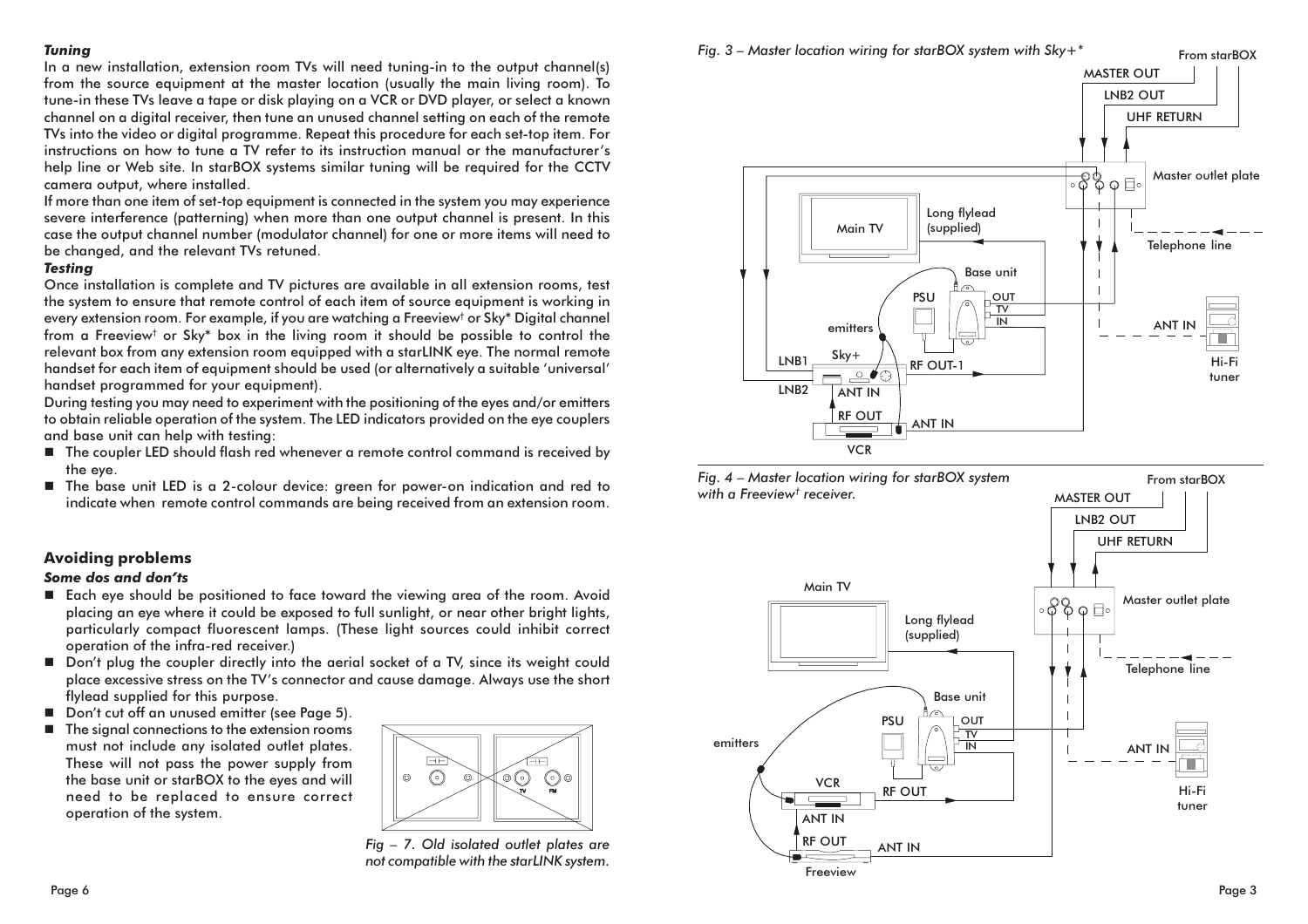***Tuning***

In a new installation, extension room TVs will need tuning-in to the output channel(s) from the source equipment at the master location (usually the main living room). To tune-in these TVs leave a tape or disk playing on a VCR or DVD player, or select a known channel on a digital receiver, then tune an unused channel setting on each of the remote TVs into the video or digital programme. Repeat this procedure for each set-top item. For instructions on how to tune a TV refer to its instruction manual or the manufacturer's help line or Web site. In starBOX systems similar tuning will be required for the CCTV camera output, where installed.

If more than one item of set-top equipment is connected in the system you may experience severe interference (patterning) when more than one output channel is present. In this case the output channel number (modulator channel) for one or more items will need to be changed, and the relevant TVs retuned.

***Testing***

Once installation is complete and TV pictures are available in all extension rooms, test the system to ensure that remote control of each item of source equipment is working in every extension room. For example, if you are watching a Freeview† or Sky* Digital channel from a Freeview† or Sky* box in the living room it should be possible to control the relevant box from any extension room equipped with a starLINK eye. The normal remote handset for each item of equipment should be used (or alternatively a suitable 'universal' handset programmed for your equipment).

During testing you may need to experiment with the positioning of the eyes and/or emitters to obtain reliable operation of the system. The LED indicators provided on the eye couplers and base unit can help with testing:

- The coupler LED should flash red whenever a remote control command is received by the eye.
- The base unit LED is a 2-colour device: green for power-on indication and red to indicate when remote control commands are being received from an extension room.

## Avoiding problems

***Some dos and don'ts***

- Each eye should be positioned to face toward the viewing area of the room. Avoid placing an eye where it could be exposed to full sunlight, or near other bright lights, particularly compact fluorescent lamps. (These light sources could inhibit correct operation of the infra-red receiver.)
- Don't plug the coupler directly into the aerial socket of a TV, since its weight could place excessive stress on the TV's connector and cause damage. Always use the short flylead supplied for this purpose.
- Don't cut off an unused emitter (see Page 5).
- The signal connections to the extension rooms must not include any isolated outlet plates. These will not pass the power supply from the base unit or starBOX to the eyes and will need to be replaced to ensure correct operation of the system.

*Fig – 7. Old isolated outlet plates are not compatible with the starLINK system.*

*Fig. 3 – Master location wiring for starBOX system with Sky+**

*Fig. 4 – Master location wiring for starBOX system with a Freeview† receiver.*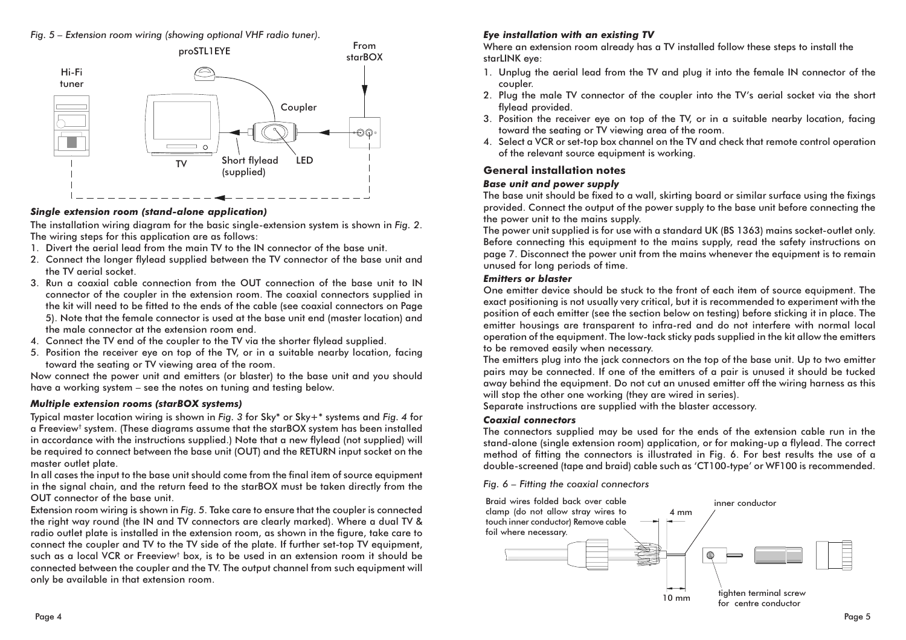*Fig. 5 – Extension room wiring (showing optional VHF radio tuner).*

proSTL1EYE

From starBOX

Hi-Fi tuner

Coupler

TV

Short flylead (supplied)

LED

#### *Single extension room (stand-alone application)*

The installation wiring diagram for the basic single-extension system is shown in *Fig. 2*. The wiring steps for this application are as follows:

1. Divert the aerial lead from the main TV to the IN connector of the base unit.
2. Connect the longer flylead supplied between the TV connector of the base unit and the TV aerial socket.
3. Run a coaxial cable connection from the OUT connection of the base unit to IN connector of the coupler in the extension room. The coaxial connectors supplied in the kit will need to be fitted to the ends of the cable (see coaxial connectors on Page 5). Note that the female connector is used at the base unit end (master location) and the male connector at the extension room end.
4. Connect the TV end of the coupler to the TV via the shorter flylead supplied.
5. Position the receiver eye on top of the TV, or in a suitable nearby location, facing toward the seating or TV viewing area of the room.

Now connect the power unit and emitters (or blaster) to the base unit and you should have a working system – see the notes on tuning and testing below.

#### *Multiple extension rooms (starBOX systems)*

Typical master location wiring is shown in *Fig. 3* for Sky* or Sky+* systems and *Fig. 4* for a Freeview† system. (These diagrams assume that the starBOX system has been installed in accordance with the instructions supplied.) Note that a new flylead (not supplied) will be required to connect between the base unit (OUT) and the RETURN input socket on the master outlet plate.

In all cases the input to the base unit should come from the final item of source equipment in the signal chain, and the return feed to the starBOX must be taken directly from the OUT connector of the base unit.

Extension room wiring is shown in *Fig. 5*. Take care to ensure that the coupler is connected the right way round (the IN and TV connectors are clearly marked). Where a dual TV & radio outlet plate is installed in the extension room, as shown in the figure, take care to connect the coupler and TV to the TV side of the plate. If further set-top TV equipment, such as a local VCR or Freeview† box, is to be used in an extension room it should be connected between the coupler and the TV. The output channel from such equipment will only be available in that extension room.

#### *Eye installation with an existing TV*

Where an extension room already has a TV installed follow these steps to install the starLINK eye:

1. Unplug the aerial lead from the TV and plug it into the female IN connector of the coupler.
2. Plug the male TV connector of the coupler into the TV's aerial socket via the short flylead provided.
3. Position the receiver eye on top of the TV, or in a suitable nearby location, facing toward the seating or TV viewing area of the room.
4. Select a VCR or set-top box channel on the TV and check that remote control operation of the relevant source equipment is working.

### General installation notes

#### *Base unit and power supply*

The base unit should be fixed to a wall, skirting board or similar surface using the fixings provided. Connect the output of the power supply to the base unit before connecting the the power unit to the mains supply.

The power unit supplied is for use with a standard UK (BS 1363) mains socket-outlet only. Before connecting this equipment to the mains supply, read the safety instructions on page 7. Disconnect the power unit from the mains whenever the equipment is to remain unused for long periods of time.

#### *Emitters or blaster*

One emitter device should be stuck to the front of each item of source equipment. The exact positioning is not usually very critical, but it is recommended to experiment with the position of each emitter (see the section below on testing) before sticking it in place. The emitter housings are transparent to infra-red and do not interfere with normal local operation of the equipment. The low-tack sticky pads supplied in the kit allow the emitters to be removed easily when necessary.

The emitters plug into the jack connectors on the top of the base unit. Up to two emitter pairs may be connected. If one of the emitters of a pair is unused it should be tucked away behind the equipment. Do not cut an unused emitter off the wiring harness as this will stop the other one working (they are wired in series).

Separate instructions are supplied with the blaster accessory.

#### *Coaxial connectors*

The connectors supplied may be used for the ends of the extension cable run in the stand-alone (single extension room) application, or for making-up a flylead. The correct method of fitting the connectors is illustrated in Fig. 6. For best results the use of a double-screened (tape and braid) cable such as 'CT100-type' or WF100 is recommended.

*Fig. 6 – Fitting the coaxial connectors*

Braid wires folded back over cable clamp (do not allow stray wires to touch inner conductor) Remove cable foil where necessary.

4 mm

inner conductor

10 mm

tighten terminal screw for centre conductor